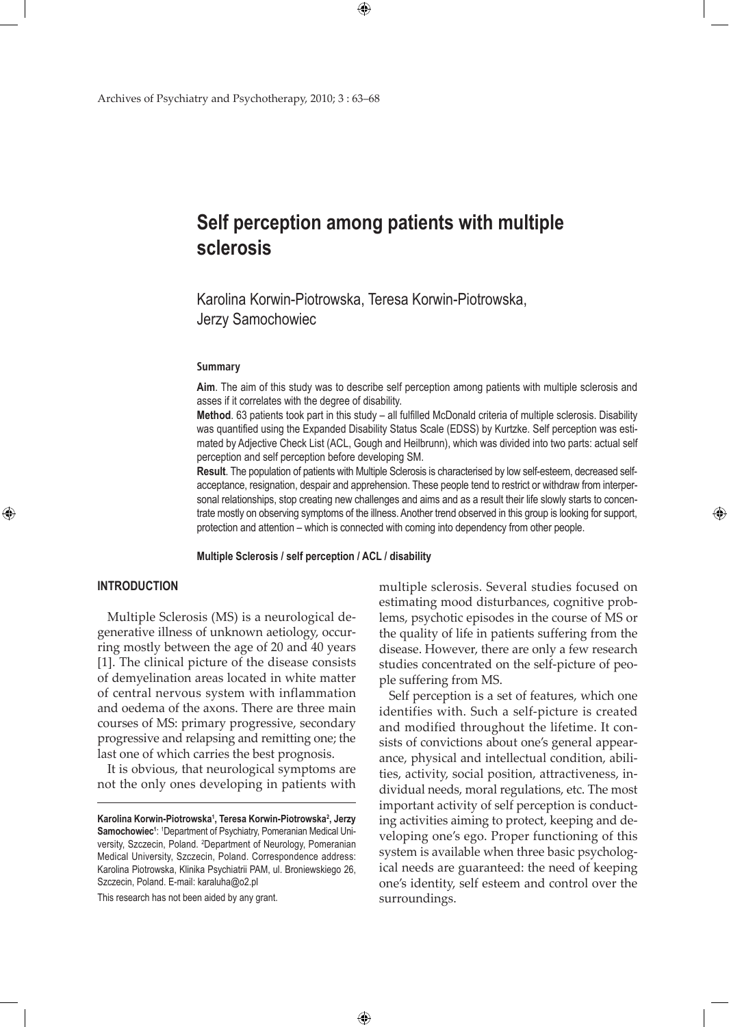# Self perception among patients with multiple sclerosis

Karolina Korwin-Piotrowska, Teresa Korwin-Piotrowska, Jerzy Samochowiec

## Summary

**Aim**. The aim of this study was to describe self perception among patients with multiple sclerosis and asses if it correlates with the degree of disability.

**Method**. 63 patients took part in this study – all fulfilled McDonald criteria of multiple sclerosis. Disability was quantified using the Expanded Disability Status Scale (EDSS) by Kurtzke. Self perception was estimated by Adjective Check List (ACL, Gough and Heilbrunn), which was divided into two parts: actual self perception and self perception before developing SM.

**Result**. The population of patients with Multiple Sclerosis is characterised by low self-esteem, decreased self-acceptance, resignation, despair and apprehension. These people tend to restrict or withdraw from interpersonal relationships, stop creating new challenges and aims and as a result their life slowly starts to concentrate mostly on observing symptoms of the illness. Another trend observed in this group is looking for support, protection and attention – which is connected with coming into dependency from other people.

**Multiple Sclerosis / self perception / ACL / disability**

## INTRODUCTION

Multiple Sclerosis (MS) is a neurological degenerative illness of unknown aetiology, occurring mostly between the age of 20 and 40 years [1]. The clinical picture of the disease consists of demyelination areas located in white matter of central nervous system with inflammation and oedema of the axons. There are three main courses of MS: primary progressive, secondary progressive and relapsing and remitting one; the last one of which carries the best prognosis.

It is obvious, that neurological symptoms are not the only ones developing in patients with multiple sclerosis. Several studies focused on estimating mood disturbances, cognitive problems, psychotic episodes in the course of MS or the quality of life in patients suffering from the disease. However, there are only a few research studies concentrated on the self-picture of people suffering from MS.

Self perception is a set of features, which one identifies with. Such a self-picture is created and modified throughout the lifetime. It consists of convictions about one's general appearance, physical and intellectual condition, abilities, activity, social position, attractiveness, individual needs, moral regulations, etc. The most important activity of self perception is conducting activities aiming to protect, keeping and developing one's ego. Proper functioning of this system is available when three basic psychological needs are guaranteed: the need of keeping one's identity, self esteem and control over the surroundings.

---

**Karolina Korwin-Piotrowska[1], Teresa Korwin-Piotrowska[2], Jerzy Samochowiec[1]**: [1]Department of Psychiatry, Pomeranian Medical University, Szczecin, Poland. [2]Department of Neurology, Pomeranian Medical University, Szczecin, Poland. Correspondence address: Karolina Piotrowska, Klinika Psychiatrii PAM, ul. Broniewskiego 26, Szczecin, Poland. E-mail: karaluha@o2.pl

This research has not been aided by any grant.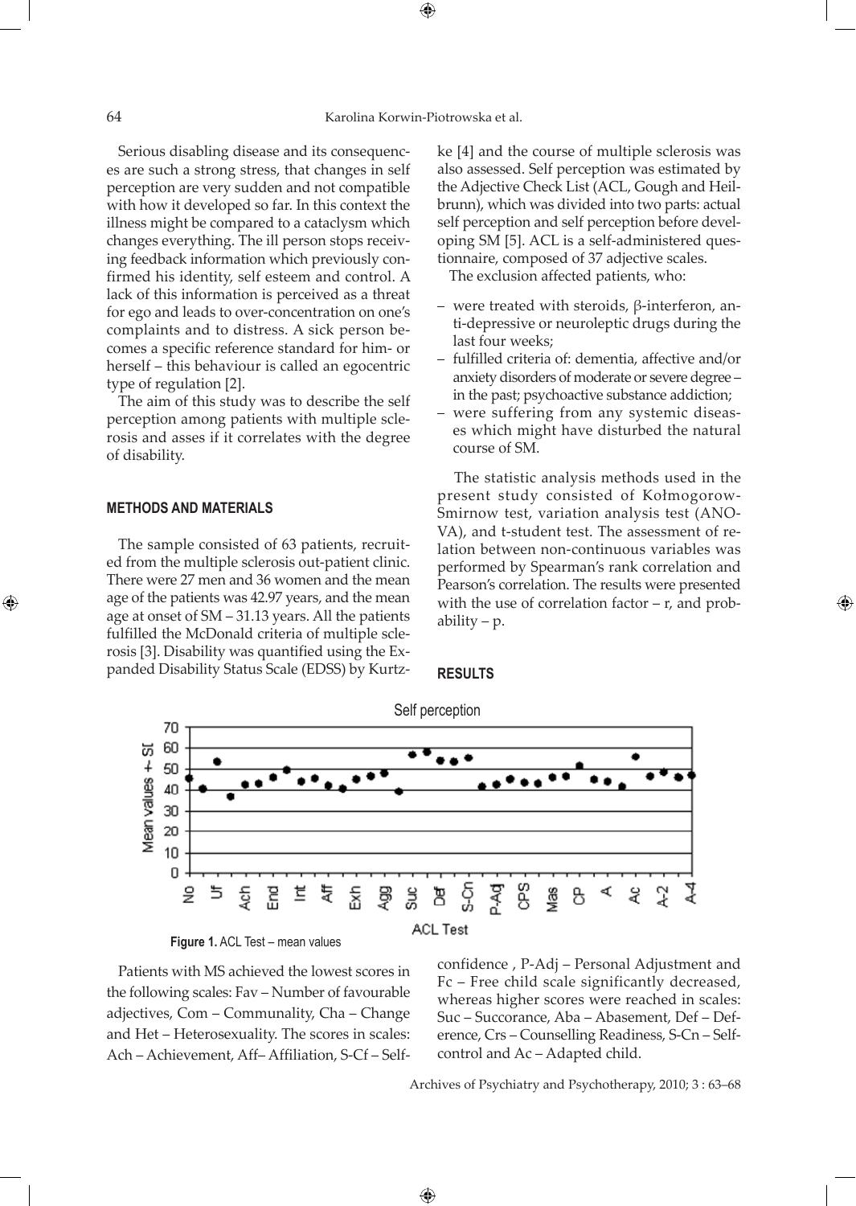Serious disabling disease and its consequences are such a strong stress, that changes in self perception are very sudden and not compatible with how it developed so far. In this context the illness might be compared to a cataclysm which changes everything. The ill person stops receiving feedback information which previously confirmed his identity, self esteem and control. A lack of this information is perceived as a threat for ego and leads to over-concentration on one's complaints and to distress. A sick person becomes a specific reference standard for him- or herself – this behaviour is called an egocentric type of regulation [2].

The aim of this study was to describe the self perception among patients with multiple sclerosis and asses if it correlates with the degree of disability.

## METHODS AND MATERIALS

The sample consisted of 63 patients, recruited from the multiple sclerosis out-patient clinic. There were 27 men and 36 women and the mean age of the patients was 42.97 years, and the mean age at onset of SM – 31.13 years. All the patients fulfilled the McDonald criteria of multiple sclerosis [3]. Disability was quantified using the Expanded Disability Status Scale (EDSS) by Kurtzke [4] and the course of multiple sclerosis was also assessed. Self perception was estimated by the Adjective Check List (ACL, Gough and Heilbrunn), which was divided into two parts: actual self perception and self perception before developing SM [5]. ACL is a self-administered questionnaire, composed of 37 adjective scales.

The exclusion affected patients, who:

- were treated with steroids, β-interferon, anti-depressive or neuroleptic drugs during the last four weeks;
- fulfilled criteria of: dementia, affective and/or anxiety disorders of moderate or severe degree – in the past; psychoactive substance addiction;
- were suffering from any systemic diseases which might have disturbed the natural course of SM.

The statistic analysis methods used in the present study consisted of Kołmogorow-Smirnow test, variation analysis test (ANOVA), and t-student test. The assessment of relation between non-continuous variables was performed by Spearman's rank correlation and Pearson's correlation. The results were presented with the use of correlation factor – r, and probability – p.

## RESULTS

Figure 1. ACL Test – mean values

Patients with MS achieved the lowest scores in the following scales: Fav – Number of favourable adjectives, Com – Communality, Cha – Change and Het – Heterosexuality. The scores in scales: Ach – Achievement, Aff– Affiliation, S-Cf – Self-confidence , P-Adj – Personal Adjustment and Fc – Free child scale significantly decreased, whereas higher scores were reached in scales: Suc – Succorance, Aba – Abasement, Def – Deference, Crs – Counselling Readiness, S-Cn – Self-control and Ac – Adapted child.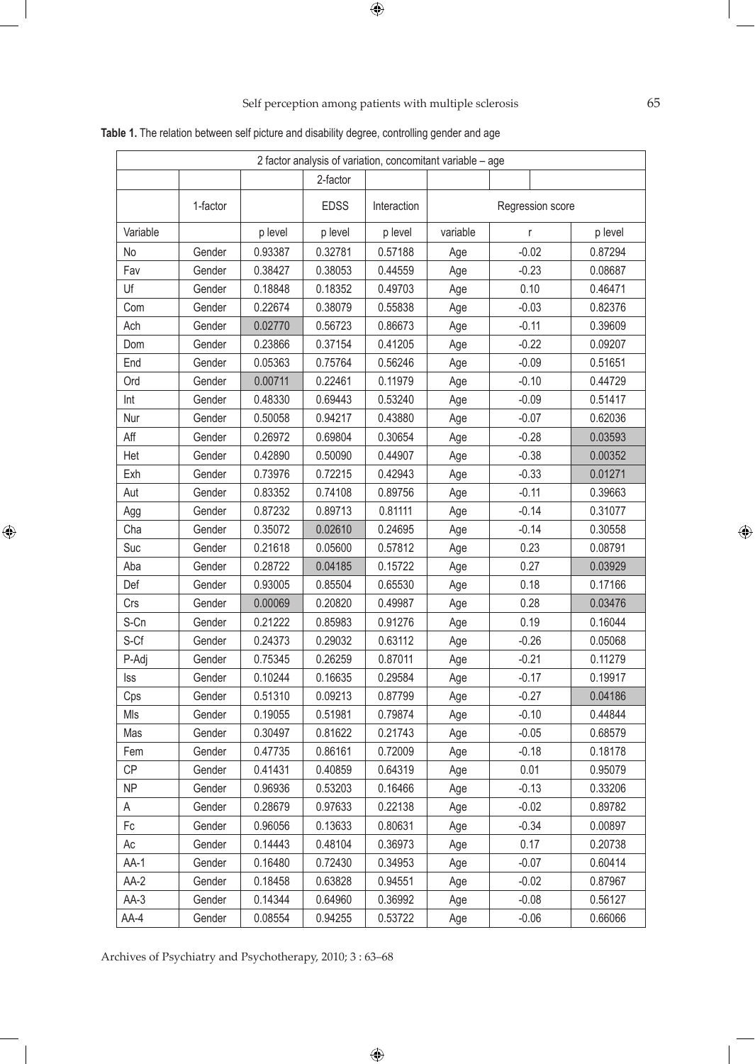**Table 1.** The relation between self picture and disability degree, controlling gender and age

| 2 factor analysis of variation, concomitant variable – age | | | | | | | |
|---|---|---|---|---|---|---|---|
| | | | 2-factor | | | | |
| | 1-factor | | EDSS | Interaction | Regression score | | |
| Variable | | p level | p level | p level | variable | r | p level |
| No | Gender | 0.93387 | 0.32781 | 0.57188 | Age | -0.02 | 0.87294 |
| Fav | Gender | 0.38427 | 0.38053 | 0.44559 | Age | -0.23 | 0.08687 |
| Uf | Gender | 0.18848 | 0.18352 | 0.49703 | Age | 0.10 | 0.46471 |
| Com | Gender | 0.22674 | 0.38079 | 0.55838 | Age | -0.03 | 0.82376 |
| Ach | Gender | 0.02770 | 0.56723 | 0.86673 | Age | -0.11 | 0.39609 |
| Dom | Gender | 0.23866 | 0.37154 | 0.41205 | Age | -0.22 | 0.09207 |
| End | Gender | 0.05363 | 0.75764 | 0.56246 | Age | -0.09 | 0.51651 |
| Ord | Gender | 0.00711 | 0.22461 | 0.11979 | Age | -0.10 | 0.44729 |
| Int | Gender | 0.48330 | 0.69443 | 0.53240 | Age | -0.09 | 0.51417 |
| Nur | Gender | 0.50058 | 0.94217 | 0.43880 | Age | -0.07 | 0.62036 |
| Aff | Gender | 0.26972 | 0.69804 | 0.30654 | Age | -0.28 | 0.03593 |
| Het | Gender | 0.42890 | 0.50090 | 0.44907 | Age | -0.38 | 0.00352 |
| Exh | Gender | 0.73976 | 0.72215 | 0.42943 | Age | -0.33 | 0.01271 |
| Aut | Gender | 0.83352 | 0.74108 | 0.89756 | Age | -0.11 | 0.39663 |
| Agg | Gender | 0.87232 | 0.89713 | 0.81111 | Age | -0.14 | 0.31077 |
| Cha | Gender | 0.35072 | 0.02610 | 0.24695 | Age | -0.14 | 0.30558 |
| Suc | Gender | 0.21618 | 0.05600 | 0.57812 | Age | 0.23 | 0.08791 |
| Aba | Gender | 0.28722 | 0.04185 | 0.15722 | Age | 0.27 | 0.03929 |
| Def | Gender | 0.93005 | 0.85504 | 0.65530 | Age | 0.18 | 0.17166 |
| Crs | Gender | 0.00069 | 0.20820 | 0.49987 | Age | 0.28 | 0.03476 |
| S-Cn | Gender | 0.21222 | 0.85983 | 0.91276 | Age | 0.19 | 0.16044 |
| S-Cf | Gender | 0.24373 | 0.29032 | 0.63112 | Age | -0.26 | 0.05068 |
| P-Adj | Gender | 0.75345 | 0.26259 | 0.87011 | Age | -0.21 | 0.11279 |
| Iss | Gender | 0.10244 | 0.16635 | 0.29584 | Age | -0.17 | 0.19917 |
| Cps | Gender | 0.51310 | 0.09213 | 0.87799 | Age | -0.27 | 0.04186 |
| Mls | Gender | 0.19055 | 0.51981 | 0.79874 | Age | -0.10 | 0.44844 |
| Mas | Gender | 0.30497 | 0.81622 | 0.21743 | Age | -0.05 | 0.68579 |
| Fem | Gender | 0.47735 | 0.86161 | 0.72009 | Age | -0.18 | 0.18178 |
| CP | Gender | 0.41431 | 0.40859 | 0.64319 | Age | 0.01 | 0.95079 |
| NP | Gender | 0.96936 | 0.53203 | 0.16466 | Age | -0.13 | 0.33206 |
| A | Gender | 0.28679 | 0.97633 | 0.22138 | Age | -0.02 | 0.89782 |
| Fc | Gender | 0.96056 | 0.13633 | 0.80631 | Age | -0.34 | 0.00897 |
| Ac | Gender | 0.14443 | 0.48104 | 0.36973 | Age | 0.17 | 0.20738 |
| AA-1 | Gender | 0.16480 | 0.72430 | 0.34953 | Age | -0.07 | 0.60414 |
| AA-2 | Gender | 0.18458 | 0.63828 | 0.94551 | Age | -0.02 | 0.87967 |
| AA-3 | Gender | 0.14344 | 0.64960 | 0.36992 | Age | -0.08 | 0.56127 |
| AA-4 | Gender | 0.08554 | 0.94255 | 0.53722 | Age | -0.06 | 0.66066 |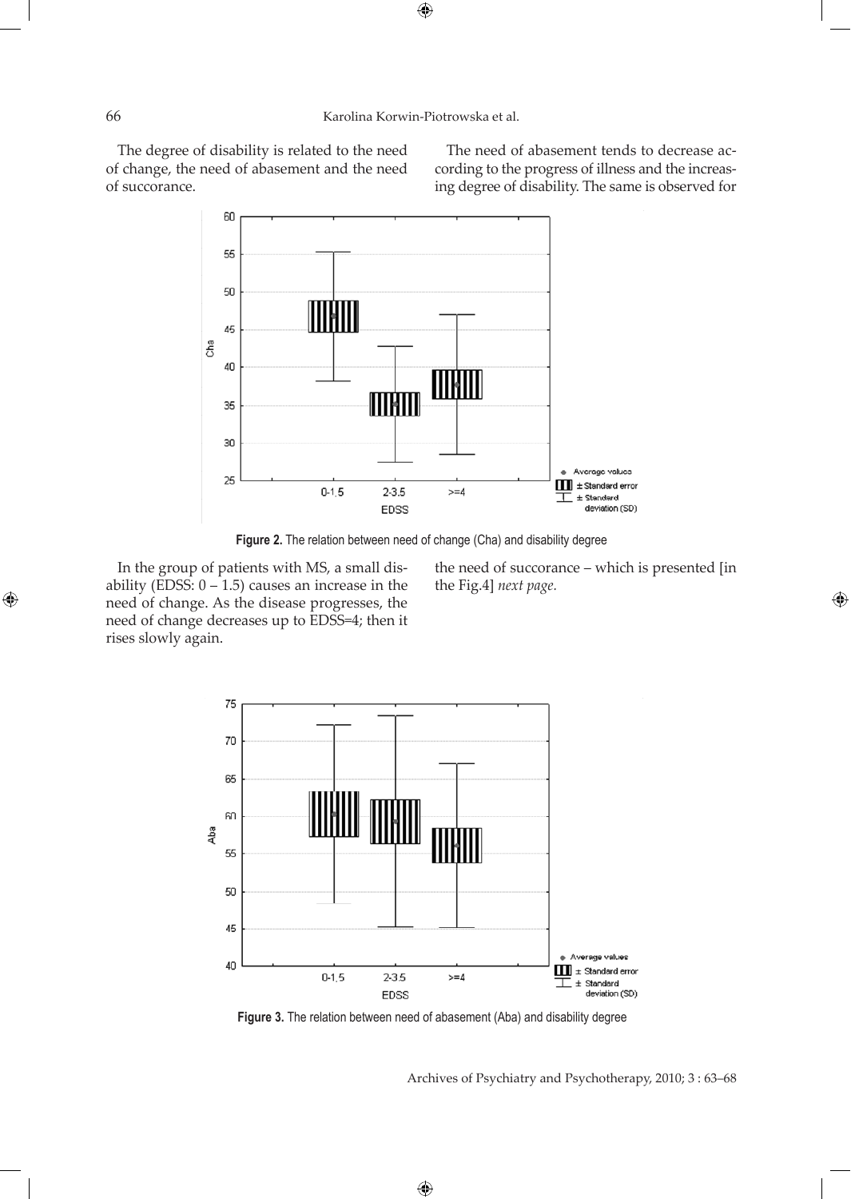The degree of disability is related to the need of change, the need of abasement and the need of succorance.

The need of abasement tends to decrease according to the progress of illness and the increasing degree of disability. The same is observed for the need of succorance – which is presented [in the Fig.4] *next page.*

**Figure 2.** The relation between need of change (Cha) and disability degree

In the group of patients with MS, a small disability (EDSS: 0 – 1.5) causes an increase in the need of change. As the disease progresses, the need of change decreases up to EDSS=4; then it rises slowly again.

**Figure 3.** The relation between need of abasement (Aba) and disability degree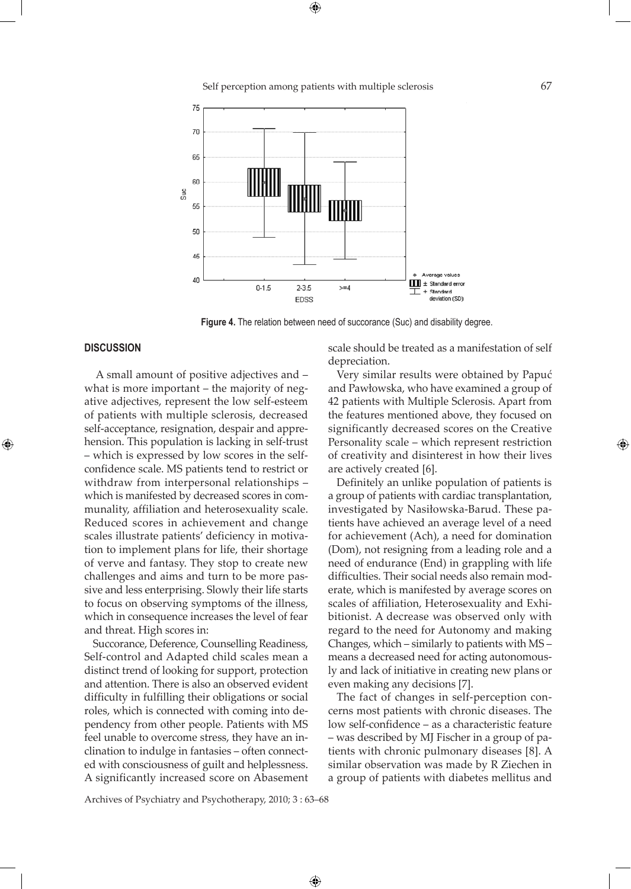**Figure 4.** The relation between need of succorance (Suc) and disability degree.

## DISCUSSION

A small amount of positive adjectives and – what is more important – the majority of negative adjectives, represent the low self-esteem of patients with multiple sclerosis, decreased self-acceptance, resignation, despair and apprehension. This population is lacking in self-trust – which is expressed by low scores in the self-confidence scale. MS patients tend to restrict or withdraw from interpersonal relationships – which is manifested by decreased scores in communality, affiliation and heterosexuality scale. Reduced scores in achievement and change scales illustrate patients' deficiency in motivation to implement plans for life, their shortage of verve and fantasy. They stop to create new challenges and aims and turn to be more passive and less enterprising. Slowly their life starts to focus on observing symptoms of the illness, which in consequence increases the level of fear and threat. High scores in:

Succorance, Deference, Counselling Readiness, Self-control and Adapted child scales mean a distinct trend of looking for support, protection and attention. There is also an observed evident difficulty in fulfilling their obligations or social roles, which is connected with coming into dependency from other people. Patients with MS feel unable to overcome stress, they have an inclination to indulge in fantasies – often connected with consciousness of guilt and helplessness. A significantly increased score on Abasement scale should be treated as a manifestation of self depreciation.

Very similar results were obtained by Papuć and Pawłowska, who have examined a group of 42 patients with Multiple Sclerosis. Apart from the features mentioned above, they focused on significantly decreased scores on the Creative Personality scale – which represent restriction of creativity and disinterest in how their lives are actively created [6].

Definitely an unlike population of patients is a group of patients with cardiac transplantation, investigated by Nasiłowska-Barud. These patients have achieved an average level of a need for achievement (Ach), a need for domination (Dom), not resigning from a leading role and a need of endurance (End) in grappling with life difficulties. Their social needs also remain moderate, which is manifested by average scores on scales of affiliation, Heterosexuality and Exhibitionist. A decrease was observed only with regard to the need for Autonomy and making Changes, which – similarly to patients with MS – means a decreased need for acting autonomously and lack of initiative in creating new plans or even making any decisions [7].

The fact of changes in self-perception concerns most patients with chronic diseases. The low self-confidence – as a characteristic feature – was described by MJ Fischer in a group of patients with chronic pulmonary diseases [8]. A similar observation was made by R Ziechen in a group of patients with diabetes mellitus and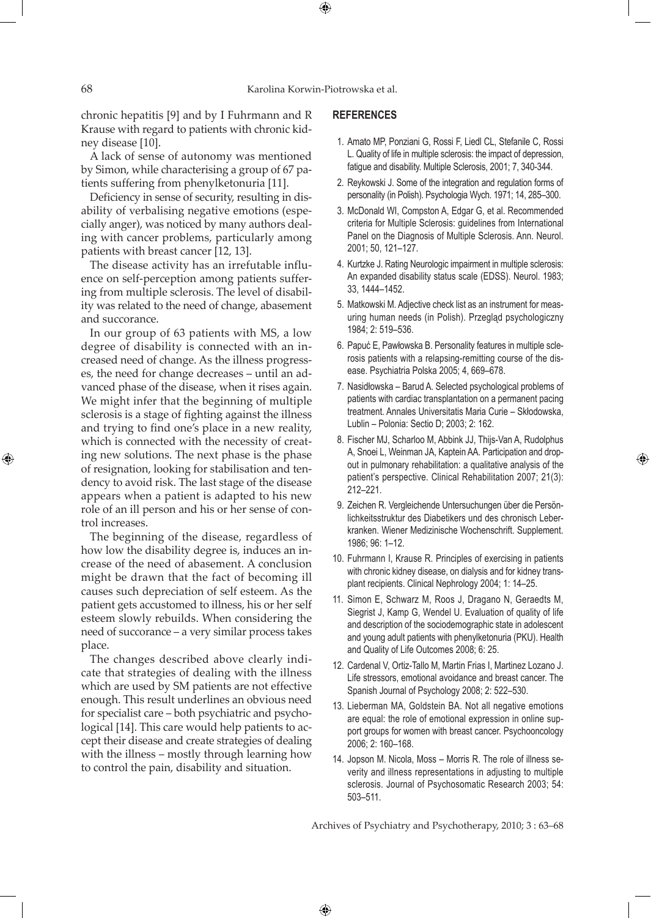chronic hepatitis [9] and by I Fuhrmann and R Krause with regard to patients with chronic kidney disease [10].

A lack of sense of autonomy was mentioned by Simon, while characterising a group of 67 patients suffering from phenylketonuria [11].

Deficiency in sense of security, resulting in disability of verbalising negative emotions (especially anger), was noticed by many authors dealing with cancer problems, particularly among patients with breast cancer [12, 13].

The disease activity has an irrefutable influence on self-perception among patients suffering from multiple sclerosis. The level of disability was related to the need of change, abasement and succorance.

In our group of 63 patients with MS, a low degree of disability is connected with an increased need of change. As the illness progresses, the need for change decreases – until an advanced phase of the disease, when it rises again. We might infer that the beginning of multiple sclerosis is a stage of fighting against the illness and trying to find one's place in a new reality, which is connected with the necessity of creating new solutions. The next phase is the phase of resignation, looking for stabilisation and tendency to avoid risk. The last stage of the disease appears when a patient is adapted to his new role of an ill person and his or her sense of control increases.

The beginning of the disease, regardless of how low the disability degree is, induces an increase of the need of abasement. A conclusion might be drawn that the fact of becoming ill causes such depreciation of self esteem. As the patient gets accustomed to illness, his or her self esteem slowly rebuilds. When considering the need of succorance – a very similar process takes place.

The changes described above clearly indicate that strategies of dealing with the illness which are used by SM patients are not effective enough. This result underlines an obvious need for specialist care – both psychiatric and psychological [14]. This care would help patients to accept their disease and create strategies of dealing with the illness – mostly through learning how to control the pain, disability and situation.

## REFERENCES

1. Amato MP, Ponziani G, Rossi F, Liedl CL, Stefanile C, Rossi L. Quality of life in multiple sclerosis: the impact of depression, fatigue and disability. Multiple Sclerosis, 2001; 7, 340-344.
2. Reykowski J. Some of the integration and regulation forms of personality (in Polish). Psychologia Wych. 1971; 14, 285–300.
3. McDonald WI, Compston A, Edgar G, et al. Recommended criteria for Multiple Sclerosis: guidelines from International Panel on the Diagnosis of Multiple Sclerosis. Ann. Neurol. 2001; 50, 121–127.
4. Kurtzke J. Rating Neurologic impairment in multiple sclerosis: An expanded disability status scale (EDSS). Neurol. 1983; 33, 1444–1452.
5. Matkowski M. Adjective check list as an instrument for measuring human needs (in Polish). Przegląd psychologiczny 1984; 2: 519–536.
6. Papuć E, Pawłowska B. Personality features in multiple sclerosis patients with a relapsing-remitting course of the disease. Psychiatria Polska 2005; 4, 669–678.
7. Nasidłowska – Barud A. Selected psychological problems of patients with cardiac transplantation on a permanent pacing treatment. Annales Universitatis Maria Curie – Skłodowska, Lublin – Polonia: Sectio D; 2003; 2: 162.
8. Fischer MJ, Scharloo M, Abbink JJ, Thijs-Van A, Rudolphus A, Snoei L, Weinman JA, Kaptein AA. Participation and dropout in pulmonary rehabilitation: a qualitative analysis of the patient's perspective. Clinical Rehabilitation 2007; 21(3): 212–221.
9. Zeichen R. Vergleichende Untersuchungen über die Persönlichkeitsstruktur des Diabetikers und des chronisch Leberkranken. Wiener Medizinische Wochenschrift. Supplement. 1986; 96: 1–12.
10. Fuhrmann I, Krause R. Principles of exercising in patients with chronic kidney disease, on dialysis and for kidney transplant recipients. Clinical Nephrology 2004; 1: 14–25.
11. Simon E, Schwarz M, Roos J, Dragano N, Geraedts M, Siegrist J, Kamp G, Wendel U. Evaluation of quality of life and description of the sociodemographic state in adolescent and young adult patients with phenylketonuria (PKU). Health and Quality of Life Outcomes 2008; 6: 25.
12. Cardenal V, Ortiz-Tallo M, Martin Frias I, Martinez Lozano J. Life stressors, emotional avoidance and breast cancer. The Spanish Journal of Psychology 2008; 2: 522–530.
13. Lieberman MA, Goldstein BA. Not all negative emotions are equal: the role of emotional expression in online support groups for women with breast cancer. Psychooncology 2006; 2: 160–168.
14. Jopson M. Nicola, Moss – Morris R. The role of illness severity and illness representations in adjusting to multiple sclerosis. Journal of Psychosomatic Research 2003; 54: 503–511.